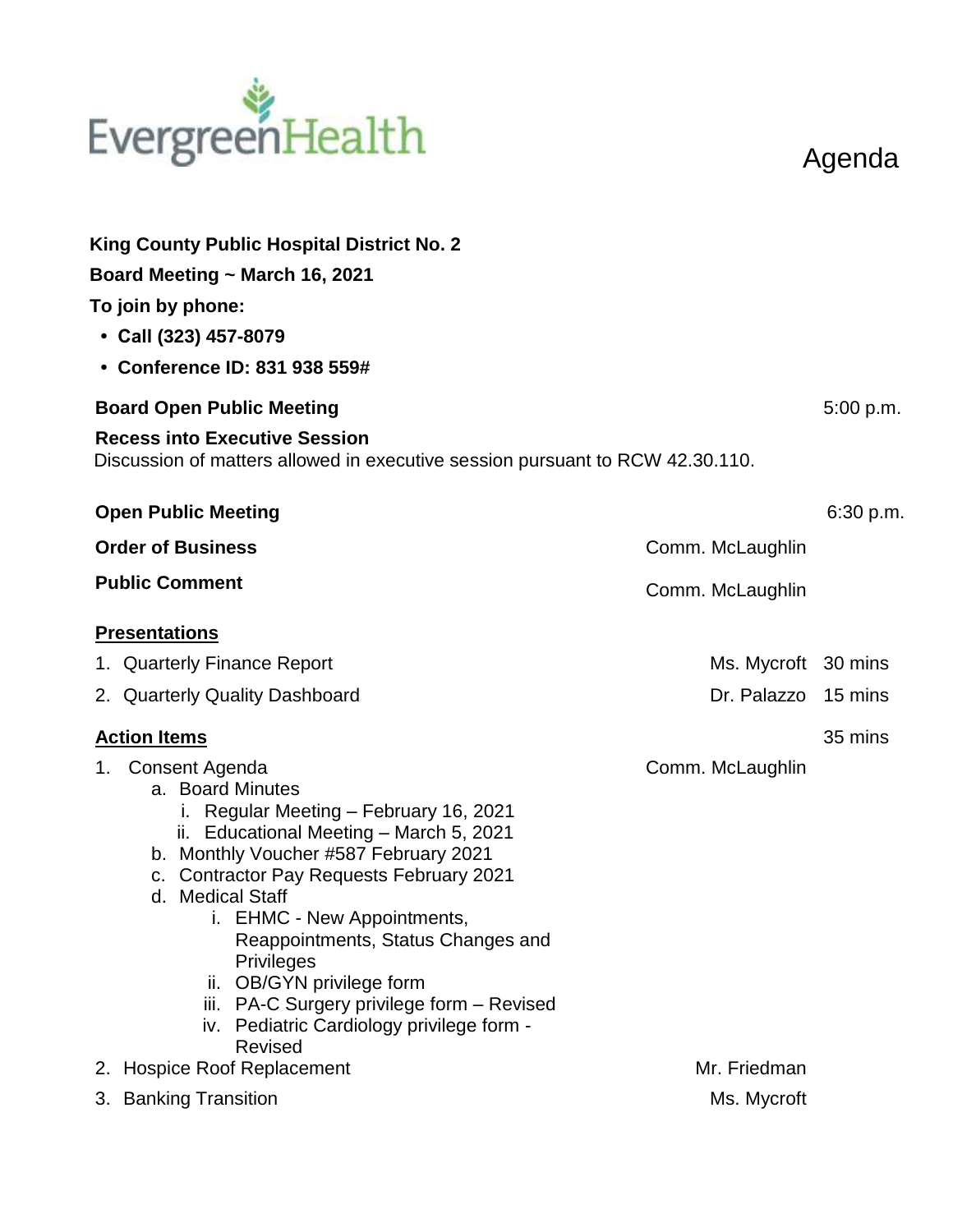EvergreenHealth

# Agenda

**King County Public Hospital District No. 2**

**Board Meeting ~ March 16, 2021**

**To join by phone:**

- **Call (323) 457-8079**
- **Conference ID: 831 938 559#**

**Board Open Public Meeting** 5:00 p.m.

**Recess into Executive Session**
Discussion of matters allowed in executive session pursuant to RCW 42.30.110.

**Open Public Meeting** 6:30 p.m.

**Order of Business** Comm. McLaughlin

**Public Comment** Comm. McLaughlin

**Presentations**

1. Quarterly Finance Report — Ms. Mycroft — 30 mins
2. Quarterly Quality Dashboard — Dr. Palazzo — 15 mins

**Action Items** — 35 mins

1. Consent Agenda — Comm. McLaughlin
   a. Board Minutes
      i. Regular Meeting – February 16, 2021
      ii. Educational Meeting – March 5, 2021
   b. Monthly Voucher #587 February 2021
   c. Contractor Pay Requests February 2021
   d. Medical Staff
      i. EHMC - New Appointments, Reappointments, Status Changes and Privileges
      ii. OB/GYN privilege form
      iii. PA-C Surgery privilege form – Revised
      iv. Pediatric Cardiology privilege form - Revised
2. Hospice Roof Replacement — Mr. Friedman
3. Banking Transition — Ms. Mycroft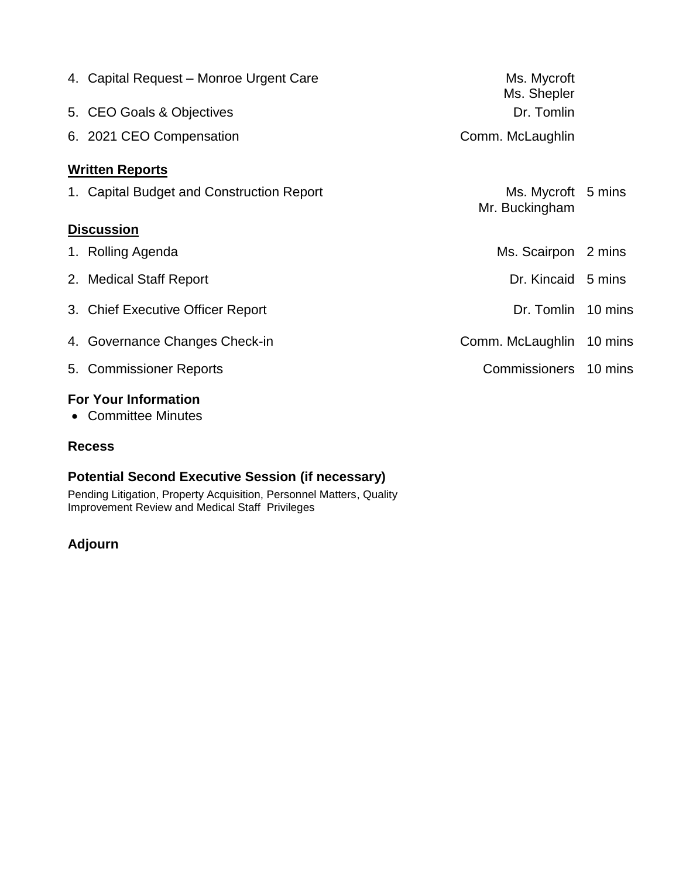4. Capital Request – Monroe Urgent Care — Ms. Mycroft, Ms. Shepler
5. CEO Goals & Objectives — Dr. Tomlin
6. 2021 CEO Compensation — Comm. McLaughlin

**Written Reports**

1. Capital Budget and Construction Report — Ms. Mycroft, Mr. Buckingham — 5 mins

**Discussion**

1. Rolling Agenda — Ms. Scairpon — 2 mins
2. Medical Staff Report — Dr. Kincaid — 5 mins
3. Chief Executive Officer Report — Dr. Tomlin — 10 mins
4. Governance Changes Check-in — Comm. McLaughlin — 10 mins
5. Commissioner Reports — Commissioners — 10 mins

**For Your Information**

- Committee Minutes

**Recess**

**Potential Second Executive Session (if necessary)**

Pending Litigation, Property Acquisition, Personnel Matters, Quality Improvement Review and Medical Staff Privileges

**Adjourn**